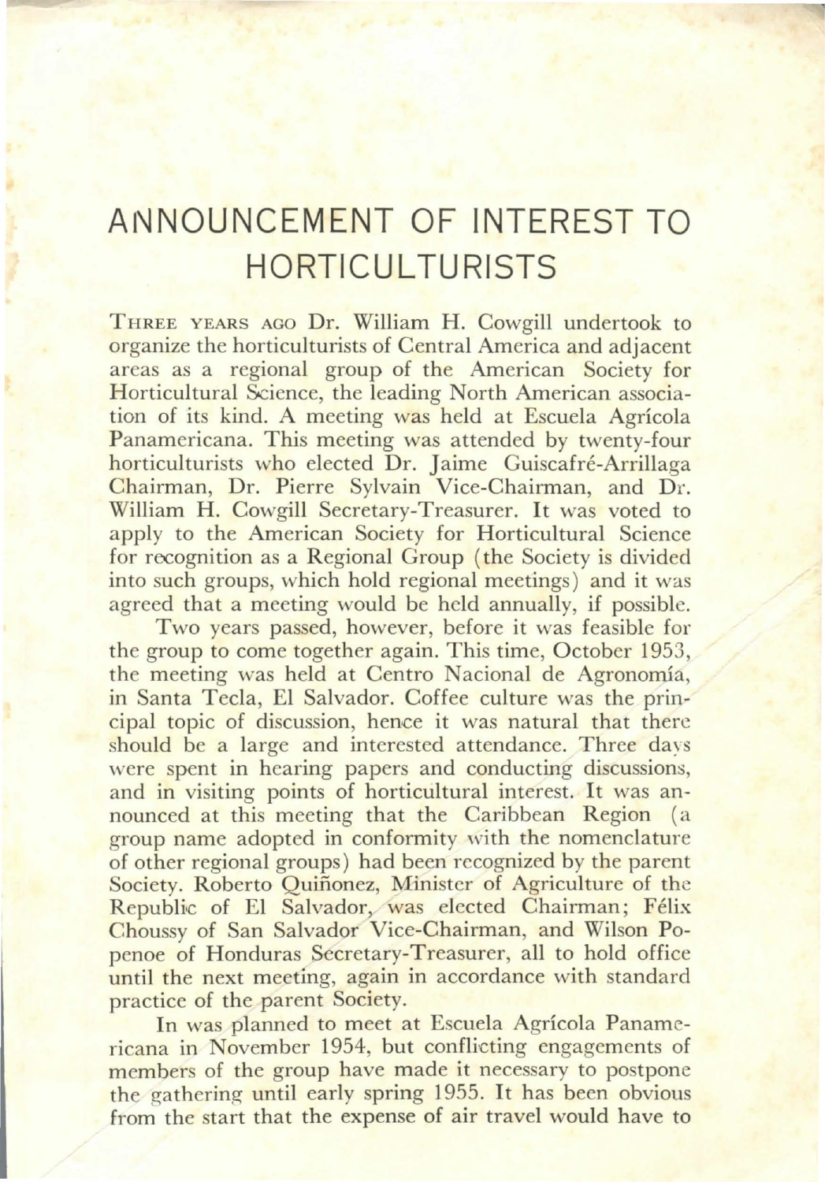# ANNOUNCEMENT OF INTEREST TO HORTICULTURISTS

THREE YEARS AGO Dr. William H. Cowgill undertook to organize the horticulturists of Central America and adjacent areas as a regional group of the American Society for Horticultural Science, the leading North American association of its kind. A meeting was held at Escuela Agrícola Panamericana. This meeting was attended by twenty-four horticulturists who elected Dr. Jaime Guiscafré-Arrillaga Chairman, Dr. Pierre Sylvain Vice-Chairman, and Dr. William H. Cowgill Secretary-Treasurer. It was voted to apply to the American Society for Horticultural Science for recognition as a Regional Group (the Society is divided into such groups, which hold regional meetings) and it was agreed that a meeting would be held annually, if possible.

Two years passed, however, before it was feasible for the group to come together again. This time, October 1953, the meeting was held at Centro Nacional de Agronomía, in Santa Tecla, El Salvador. Coffee culture was the principal topic of discussion, hence it was natural that there should be a large and interested attendance. Three days were spent in hearing papers and conducting discussions, and in visiting points of horticultural interest. It was announced at this meeting that the Caribbean Region (a group name adopted in conformity with the nomenclature of other regional groups) had been recognized by the parent Society. Roberto Quiñonez, Minister of Agriculture of the Republic of El Salvador, was elected Chairman; Félix Choussy of San Salvador Vice-Chairman, and Wilson Popenoe of Honduras Secretary-Treasurer, all to hold office until the next meeting, again in accordance with standard practice of the parent Society.

In was planned to meet at Escuela Agrícola Panamericana in November 1954, but conflicting engagements of members of the group have made it necessary to postpone the gathering until early spring 1955. It has been obvious from the start that the expense of air travel would have to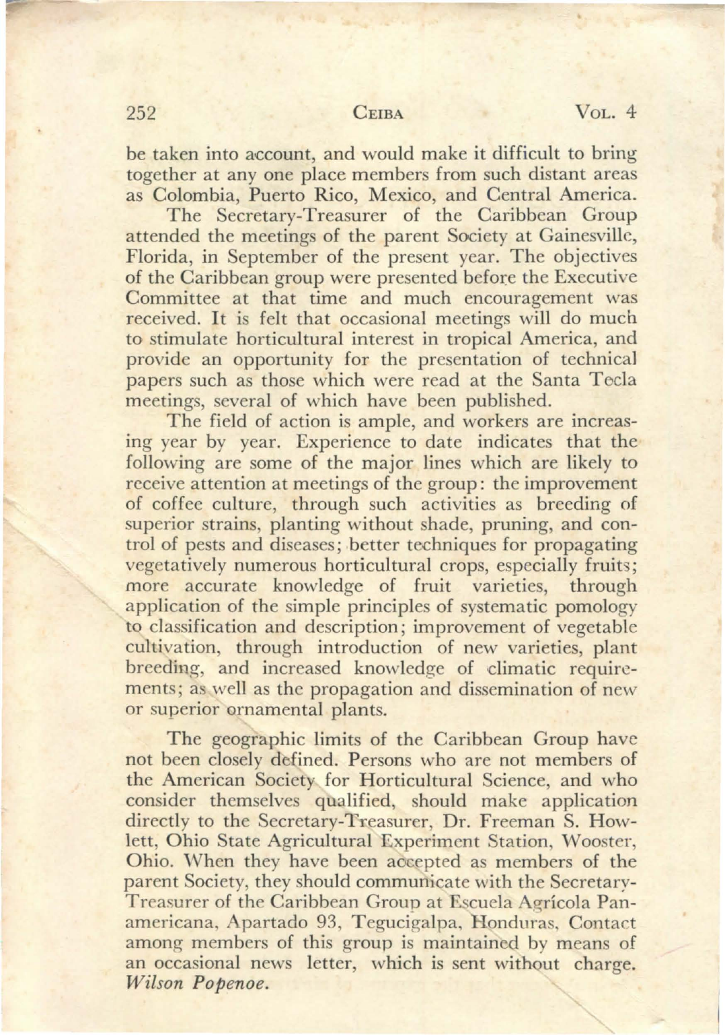be taken into account, and would make it difficult to bring together at any one place members from such distant areas as Colombia, Puerto Rico, Mexico, and Central America.

The Secretary-Treasurer of the Caribbean Group attended the meetings of the parent Society at Gainesville, Florida, in September of the present year. The objectives of the Caribbean group were presented before the Executive Committee at that time and much encouragement was received. It is felt that occasional meetings will do much to stimulate horticultural interest in tropical America, and provide an opportunity for the presentation of technical papers such as those which were read at the Santa Tecla meetings, several of which have been published.

The field of action is ample, and workers are increasing year by year. Experience to date indicates that the following are some of the major lines which are likely to receive attention at meetings of the group: the improvement of coffee culture, through such activities as breeding of superior strains, planting without shade, pruning, and control of pests and diseases; better techniques for propagating vegetatively numerous horticultural crops, especially fruits; more accurate knowledge of fruit varieties, through application of the simple principles of systematic pomology to classification and description; improvement of vegetable cultivation, through introduction of new varieties, plant breeding, and increased knowledge of climatic requirements; as well as the propagation and dissemination of new or superior ornamental plants.

The geographic limits of the Caribbean Group have not been closely defined. Persons who are not members of the American Society for Horticultural Science, and who consider themselves qualified, should make application directly to the Secretary-Treasurer, Dr. Freeman S. Howlett, Ohio State Agricultural Experiment Station, Wooster, Ohio. When they have been accepted as members of the parent Society, they should communicate with the Secretary-Treasurer of the Caribbean Group at Escuela Agrícola Panamericana, Apartado 93, Tegucigalpa, Honduras. Contact among members of this group is maintained by means of an occasional news letter, which is sent without charge. *Wilson Popenoe.*